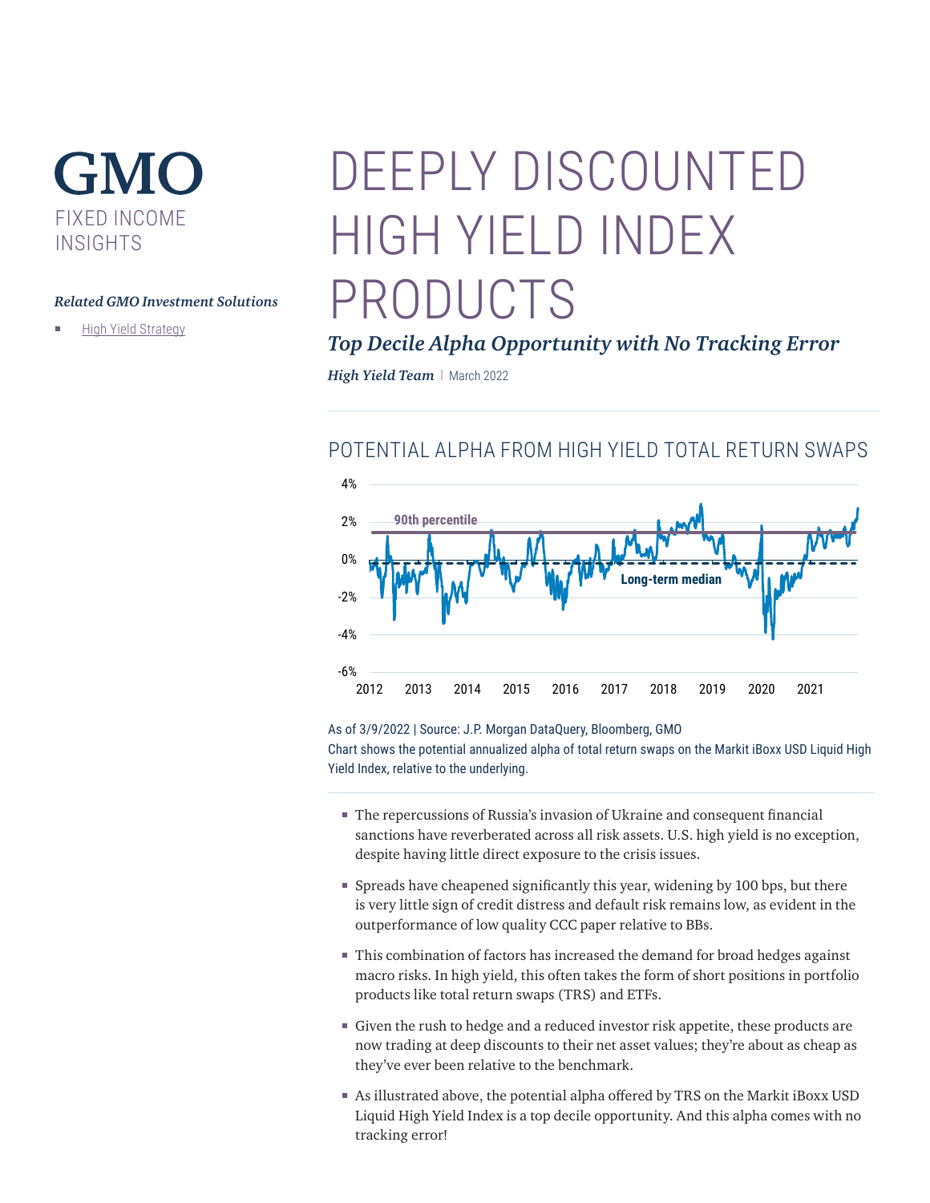# GMO

FIXED INCOME INSIGHTS

*Related GMO Investment Solutions*

- High Yield Strategy

# DEEPLY DISCOUNTED HIGH YIELD INDEX PRODUCTS

## *Top Decile Alpha Opportunity with No Tracking Error*

***High Yield Team*** | March 2022

### POTENTIAL ALPHA FROM HIGH YIELD TOTAL RETURN SWAPS

As of 3/9/2022 | Source: J.P. Morgan DataQuery, Bloomberg, GMO

Chart shows the potential annualized alpha of total return swaps on the Markit iBoxx USD Liquid High Yield Index, relative to the underlying.

- The repercussions of Russia's invasion of Ukraine and consequent financial sanctions have reverberated across all risk assets. U.S. high yield is no exception, despite having little direct exposure to the crisis issues.
- Spreads have cheapened significantly this year, widening by 100 bps, but there is very little sign of credit distress and default risk remains low, as evident in the outperformance of low quality CCC paper relative to BBs.
- This combination of factors has increased the demand for broad hedges against macro risks. In high yield, this often takes the form of short positions in portfolio products like total return swaps (TRS) and ETFs.
- Given the rush to hedge and a reduced investor risk appetite, these products are now trading at deep discounts to their net asset values; they're about as cheap as they've ever been relative to the benchmark.
- As illustrated above, the potential alpha offered by TRS on the Markit iBoxx USD Liquid High Yield Index is a top decile opportunity. And this alpha comes with no tracking error!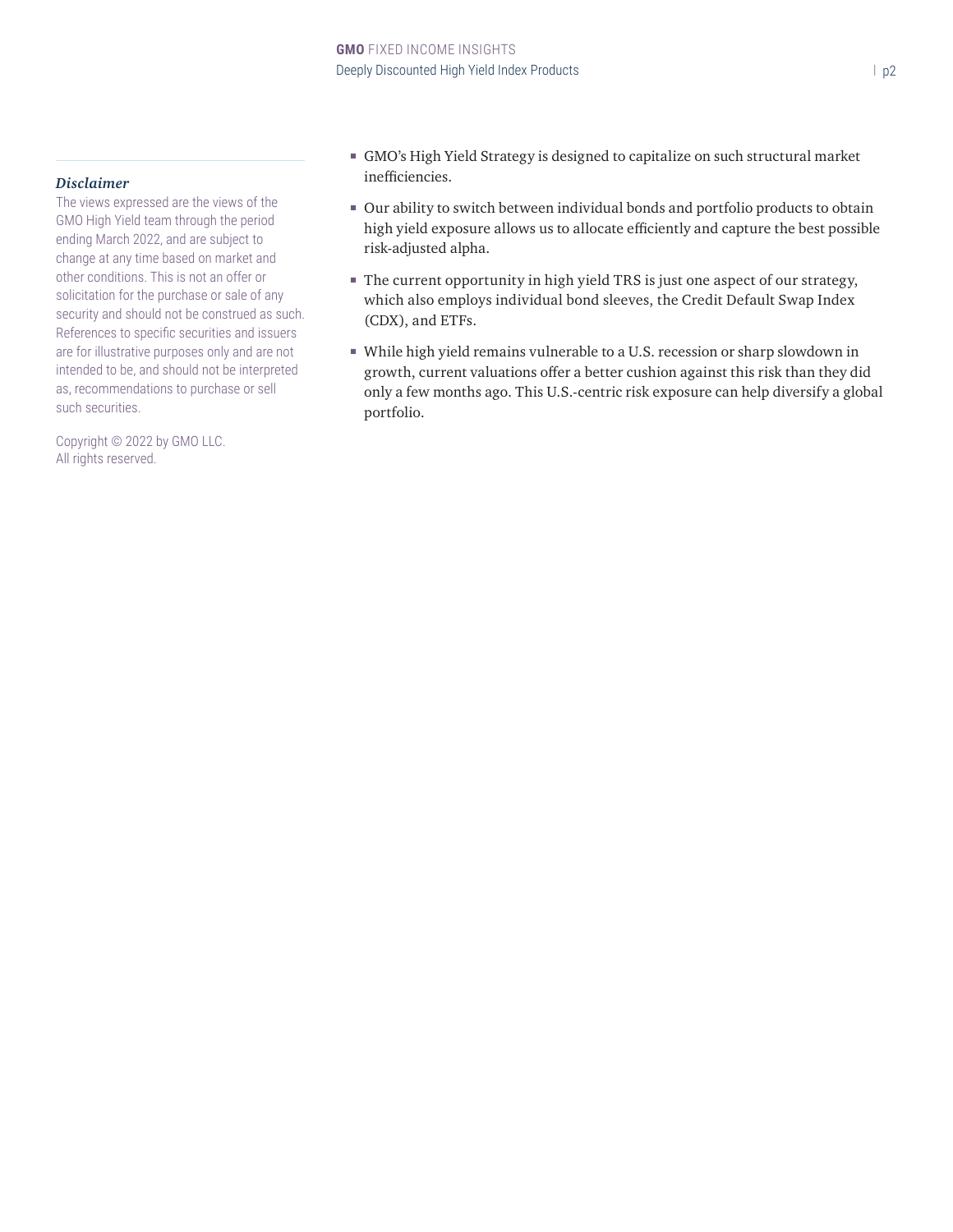- GMO's High Yield Strategy is designed to capitalize on such structural market inefficiencies.
- Our ability to switch between individual bonds and portfolio products to obtain high yield exposure allows us to allocate efficiently and capture the best possible risk-adjusted alpha.
- The current opportunity in high yield TRS is just one aspect of our strategy, which also employs individual bond sleeves, the Credit Default Swap Index (CDX), and ETFs.
- While high yield remains vulnerable to a U.S. recession or sharp slowdown in growth, current valuations offer a better cushion against this risk than they did only a few months ago. This U.S.-centric risk exposure can help diversify a global portfolio.

***Disclaimer***

The views expressed are the views of the GMO High Yield team through the period ending March 2022, and are subject to change at any time based on market and other conditions. This is not an offer or solicitation for the purchase or sale of any security and should not be construed as such. References to specific securities and issuers are for illustrative purposes only and are not intended to be, and should not be interpreted as, recommendations to purchase or sell such securities.

Copyright © 2022 by GMO LLC.
All rights reserved.